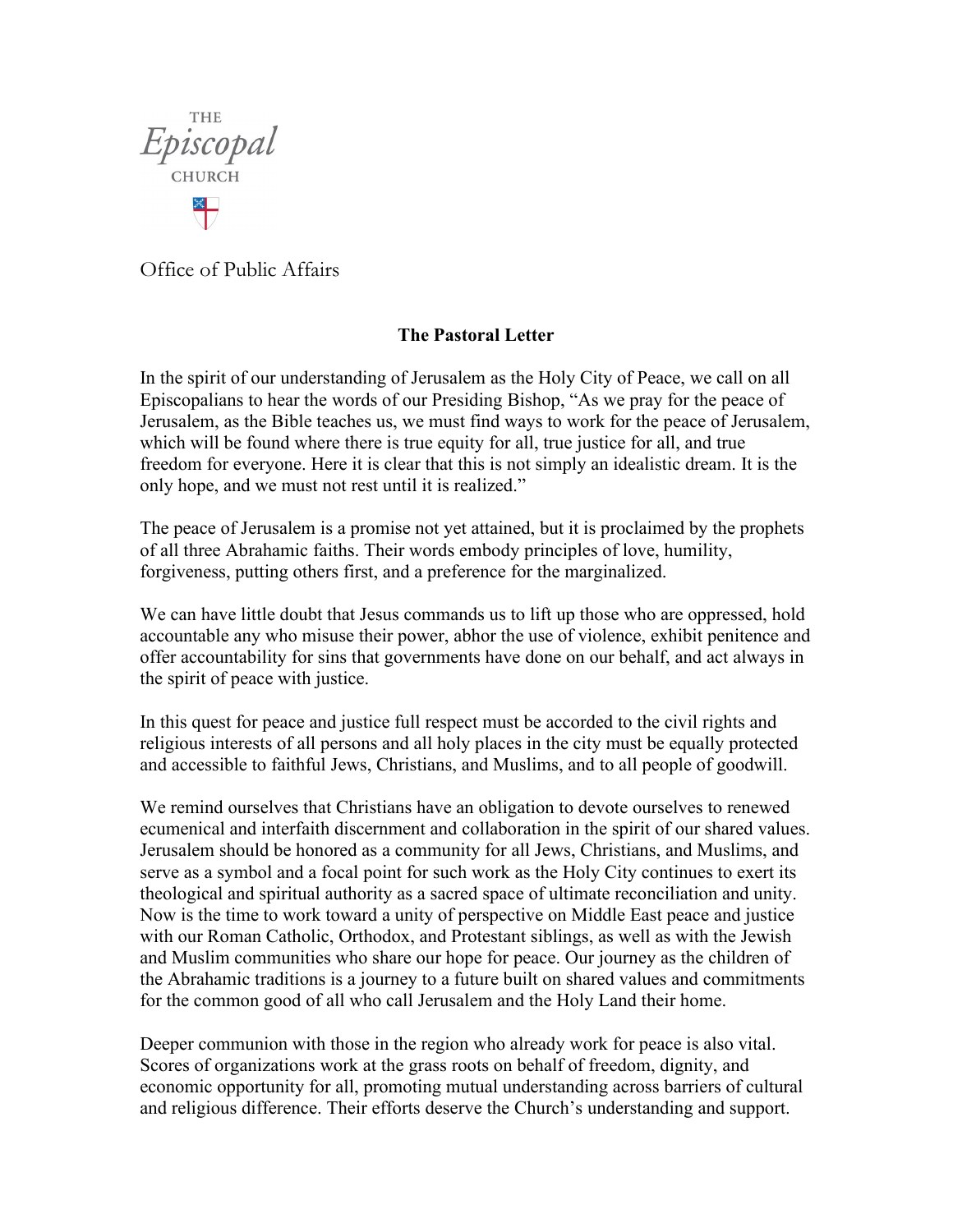THE
*Episcopal*
CHURCH

Office of Public Affairs

## The Pastoral Letter

In the spirit of our understanding of Jerusalem as the Holy City of Peace, we call on all Episcopalians to hear the words of our Presiding Bishop, "As we pray for the peace of Jerusalem, as the Bible teaches us, we must find ways to work for the peace of Jerusalem, which will be found where there is true equity for all, true justice for all, and true freedom for everyone. Here it is clear that this is not simply an idealistic dream. It is the only hope, and we must not rest until it is realized."

The peace of Jerusalem is a promise not yet attained, but it is proclaimed by the prophets of all three Abrahamic faiths. Their words embody principles of love, humility, forgiveness, putting others first, and a preference for the marginalized.

We can have little doubt that Jesus commands us to lift up those who are oppressed, hold accountable any who misuse their power, abhor the use of violence, exhibit penitence and offer accountability for sins that governments have done on our behalf, and act always in the spirit of peace with justice.

In this quest for peace and justice full respect must be accorded to the civil rights and religious interests of all persons and all holy places in the city must be equally protected and accessible to faithful Jews, Christians, and Muslims, and to all people of goodwill.

We remind ourselves that Christians have an obligation to devote ourselves to renewed ecumenical and interfaith discernment and collaboration in the spirit of our shared values. Jerusalem should be honored as a community for all Jews, Christians, and Muslims, and serve as a symbol and a focal point for such work as the Holy City continues to exert its theological and spiritual authority as a sacred space of ultimate reconciliation and unity. Now is the time to work toward a unity of perspective on Middle East peace and justice with our Roman Catholic, Orthodox, and Protestant siblings, as well as with the Jewish and Muslim communities who share our hope for peace. Our journey as the children of the Abrahamic traditions is a journey to a future built on shared values and commitments for the common good of all who call Jerusalem and the Holy Land their home.

Deeper communion with those in the region who already work for peace is also vital. Scores of organizations work at the grass roots on behalf of freedom, dignity, and economic opportunity for all, promoting mutual understanding across barriers of cultural and religious difference. Their efforts deserve the Church's understanding and support.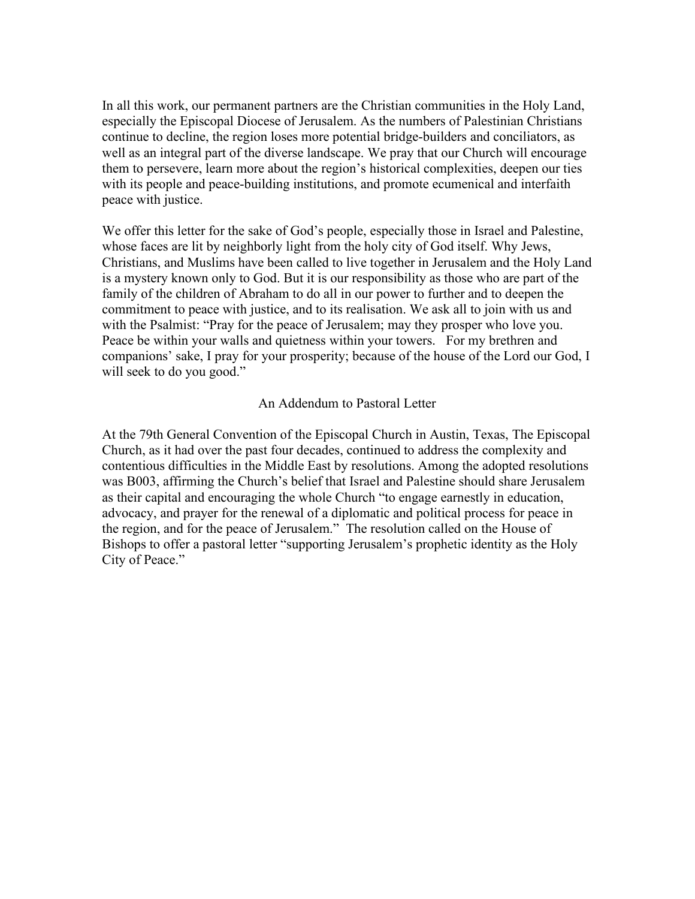In all this work, our permanent partners are the Christian communities in the Holy Land, especially the Episcopal Diocese of Jerusalem. As the numbers of Palestinian Christians continue to decline, the region loses more potential bridge-builders and conciliators, as well as an integral part of the diverse landscape. We pray that our Church will encourage them to persevere, learn more about the region's historical complexities, deepen our ties with its people and peace-building institutions, and promote ecumenical and interfaith peace with justice.

We offer this letter for the sake of God's people, especially those in Israel and Palestine, whose faces are lit by neighborly light from the holy city of God itself. Why Jews, Christians, and Muslims have been called to live together in Jerusalem and the Holy Land is a mystery known only to God. But it is our responsibility as those who are part of the family of the children of Abraham to do all in our power to further and to deepen the commitment to peace with justice, and to its realisation. We ask all to join with us and with the Psalmist: "Pray for the peace of Jerusalem; may they prosper who love you. Peace be within your walls and quietness within your towers. For my brethren and companions' sake, I pray for your prosperity; because of the house of the Lord our God, I will seek to do you good."

## An Addendum to Pastoral Letter

At the 79th General Convention of the Episcopal Church in Austin, Texas, The Episcopal Church, as it had over the past four decades, continued to address the complexity and contentious difficulties in the Middle East by resolutions. Among the adopted resolutions was B003, affirming the Church's belief that Israel and Palestine should share Jerusalem as their capital and encouraging the whole Church "to engage earnestly in education, advocacy, and prayer for the renewal of a diplomatic and political process for peace in the region, and for the peace of Jerusalem." The resolution called on the House of Bishops to offer a pastoral letter "supporting Jerusalem's prophetic identity as the Holy City of Peace."